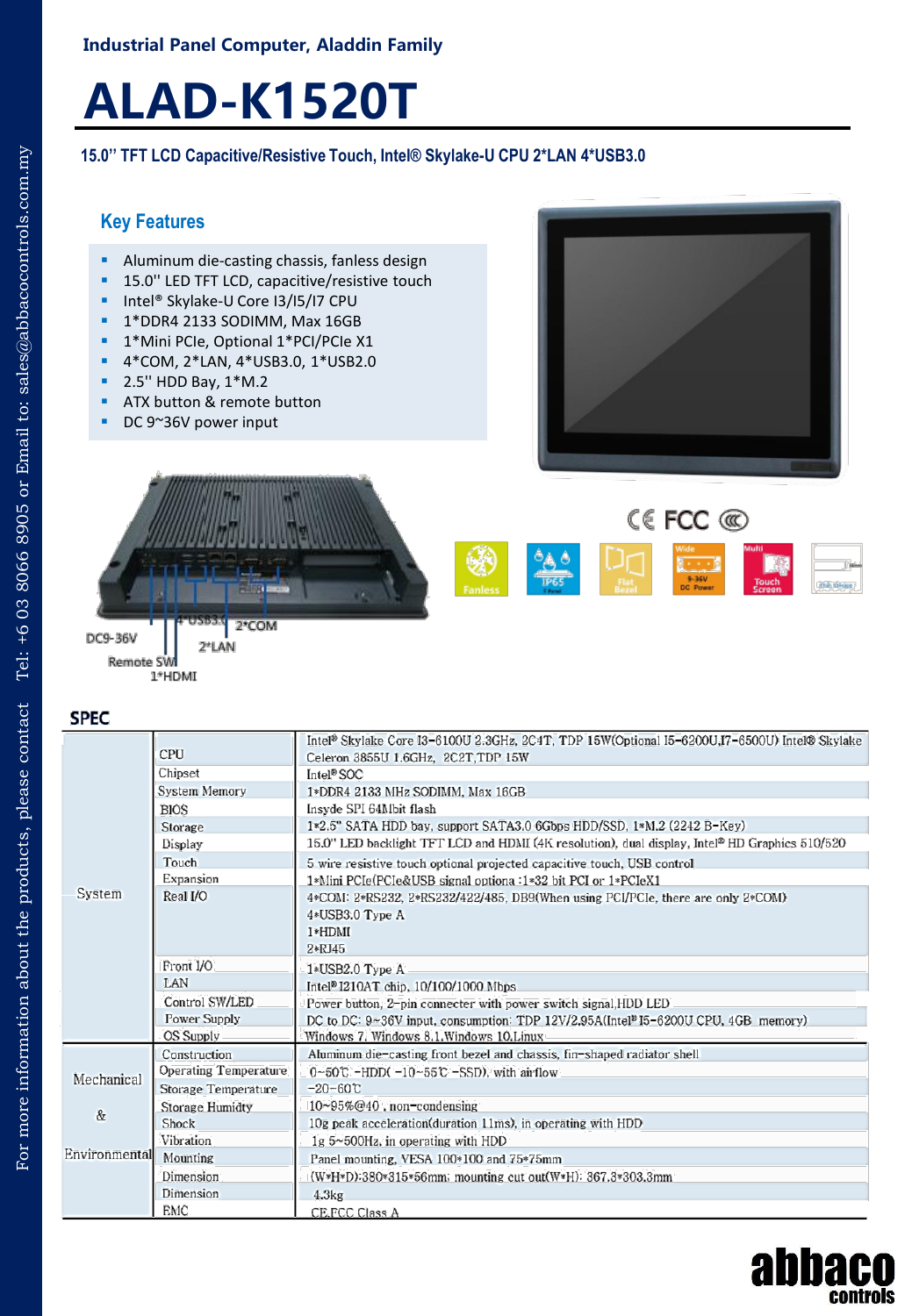Industrial Panel Computer, Aladdin Family

# ALAD-K1520T

**15.0'' TFT LCD Capacitive/Resistive Touch, Intel® Skylake-U CPU 2*LAN 4*USB3.0**

## Key Features

- Aluminum die-casting chassis, fanless design
- 15.0'' LED TFT LCD, capacitive/resistive touch
- Intel® Skylake-U Core I3/I5/I7 CPU
- 1*DDR4 2133 SODIMM, Max 16GB
- 1*Mini PCIe, Optional 1*PCI/PCIe X1
- 4*COM, 2*LAN, 4*USB3.0, 1*USB2.0
- 2.5'' HDD Bay, 1*M.2
- ATX button & remote button
- DC 9~36V power input

DC9-36V
Remote SW
1*HDMI
4*USB3.0
2*COM
2*LAN

CE FCC

Fanless | IP65 | Flat Bezel | Wide 9-36V DC Power | Multi Touch Screen

## SPEC

| | | |
|---|---|---|
| System | CPU | Intel® Skylake Core I3-6100U 2.3GHz, 2C4T, TDP 15W(Optional I5-6200U,I7-6500U) Intel® Skylake Celeron 3855U 1.6GHz, 2C2T,TDP 15W |
| | Chipset | Intel® SOC |
| | System Memory | 1*DDR4 2133 MHz SODIMM, Max 16GB |
| | BIOS | Insyde SPI 64Mbit flash |
| | Storage | 1*2.5" SATA HDD bay, support SATA3.0 6Gbps HDD/SSD, 1*M.2 (2242 B-Key) |
| | Display | 15.0" LED backlight TFT LCD and HDMI (4K resolution), dual display, Intel® HD Graphics 510/520 |
| | Touch | 5 wire resistive touch optional projected capacitive touch, USB control |
| | Expansion | 1*Mini PCIe(PCIe&USB signal optiona :1*32 bit PCI or 1*PCIeX1 |
| | Real I/O | 4*COM: 2*RS232, 2*RS232/422/485, DB9(When using PCI/PCIe, there are only 2*COM)<br>4*USB3.0 Type A<br>1*HDMI<br>2*RJ45 |
| | Front I/O | 1*USB2.0 Type A |
| | LAN | Intel® I210AT chip, 10/100/1000 Mbps |
| | Control SW/LED | Power button, 2-pin connecter with power switch signal,HDD LED |
| | Power Supply | DC to DC: 9~36V input, consumption: TDP 12V/2.95A(Intel® I5-6200U CPU, 4GB memory) |
| | OS Supply | Windows 7, Windows 8.1,Windows 10,Linux |
| Mechanical & Environmental | Construction | Aluminum die-casting front bezel and chassis, fin-shaped radiator shell |
| | Operating Temperature | 0~50℃ -HDD( -10~55℃ -SSD), with airflow |
| | Storage Temperature | -20~60℃ |
| | Storage Humidty | 10~95%@40, non-condensing |
| | Shock | 10g peak acceleration(duration 11ms), in operating with HDD |
| | Vibration | 1g 5~500Hz, in operating with HDD |
| | Mounting | Panel mounting, VESA 100*100 and 75*75mm |
| | Dimension | (W*H*D):380*315*56mm; mounting cut out(W*H): 367.3*303.3mm |
| | Dimension | 4.3kg |
| | EMC | CE,FCC Class A |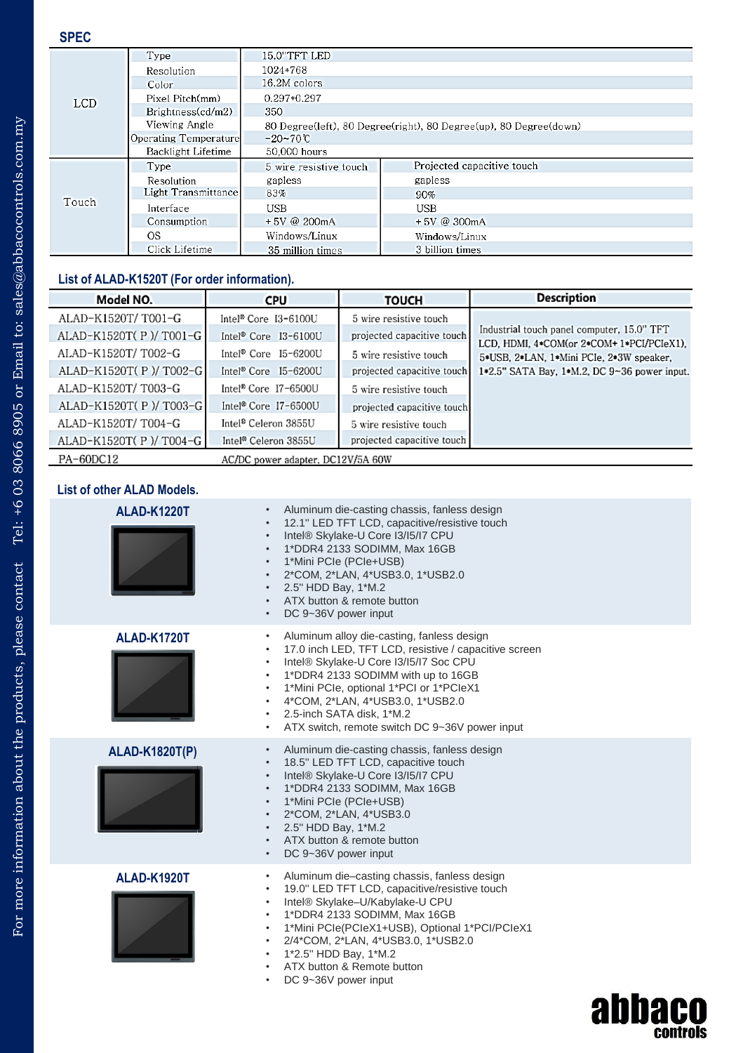## SPEC

| | | | |
|---|---|---|---|
| LCD | Type | 15.0"TFT LED | |
| | Resolution | 1024*768 | |
| | Color | 16.2M colors | |
| | Pixel Pitch(mm) | 0.297*0.297 | |
| | Brightness(cd/m2) | 350 | |
| | Viewing Angle | 80 Degree(left), 80 Degree(right), 80 Degree(up), 80 Degree(down) | |
| | Operating Temperature | -20~70℃ | |
| | Backlight Lifetime | 50,000 hours | |
| Touch | Type | 5 wire resistive touch | Projected capacitive touch |
| | Resolution | gapless | gapless |
| | Light Transmittance | 83% | 90% |
| | Interface | USB | USB |
| | Consumption | +5V @ 200mA | +5V @ 300mA |
| | OS | Windows/Linux | Windows/Linux |
| | Click Lifetime | 35 million times | 3 billion times |

## List of ALAD-K1520T (For order information).

| Model NO. | CPU | TOUCH | Description |
|---|---|---|---|
| ALAD-K1520T/ T001-G | Intel® Core I3-6100U | 5 wire resistive touch | Industrial touch panel computer, 15.0" TFT LCD, HDMI, 4*COM(or 2*COM+ 1*PCI/PCIeX1), 5*USB, 2*LAN, 1*Mini PCIe, 2*3W speaker, 1*2.5" SATA Bay, 1*M.2, DC 9~36 power input. |
| ALAD-K1520T( P )/ T001-G | Intel® Core I3-6100U | projected capacitive touch | |
| ALAD-K1520T/ T002-G | Intel® Core I5-6200U | 5 wire resistive touch | |
| ALAD-K1520T( P )/ T002-G | Intel® Core I5-6200U | projected capacitive touch | |
| ALAD-K1520T/ T003-G | Intel® Core I7-6500U | 5 wire resistive touch | |
| ALAD-K1520T( P )/ T003-G | Intel® Core I7-6500U | projected capacitive touch | |
| ALAD-K1520T/ T004-G | Intel® Celeron 3855U | 5 wire resistive touch | |
| ALAD-K1520T( P )/ T004-G | Intel® Celeron 3855U | projected capacitive touch | |
| PA-60DC12 | AC/DC power adapter, DC12V/5A 60W | | |

## List of other ALAD Models.

### ALAD-K1220T

- Aluminum die-casting chassis, fanless design
- 12.1" LED TFT LCD, capacitive/resistive touch
- Intel® Skylake-U Core I3/I5/I7 CPU
- 1*DDR4 2133 SODIMM, Max 16GB
- 1*Mini PCIe (PCIe+USB)
- 2*COM, 2*LAN, 4*USB3.0, 1*USB2.0
- 2.5" HDD Bay, 1*M.2
- ATX button & remote button
- DC 9~36V power input

### ALAD-K1720T

- Aluminum alloy die-casting, fanless design
- 17.0 inch LED, TFT LCD, resistive / capacitive screen
- Intel® Skylake-U Core I3/I5/I7 Soc CPU
- 1*DDR4 2133 SODIMM with up to 16GB
- 1*Mini PCIe, optional 1*PCI or 1*PCIeX1
- 4*COM, 2*LAN, 4*USB3.0, 1*USB2.0
- 2.5-inch SATA disk, 1*M.2
- ATX switch, remote switch DC 9~36V power input

### ALAD-K1820T(P)

- Aluminum die-casting chassis, fanless design
- 18.5" LED TFT LCD, capacitive touch
- Intel® Skylake-U Core I3/I5/I7 CPU
- 1*DDR4 2133 SODIMM, Max 16GB
- 1*Mini PCIe (PCIe+USB)
- 2*COM, 2*LAN, 4*USB3.0
- 2.5" HDD Bay, 1*M.2
- ATX button & remote button
- DC 9~36V power input

### ALAD-K1920T

- Aluminum die–casting chassis, fanless design
- 19.0" LED TFT LCD, capacitive/resistive touch
- Intel® Skylake–U/Kabylake-U CPU
- 1*DDR4 2133 SODIMM, Max 16GB
- 1*Mini PCIe(PCIeX1+USB), Optional 1*PCI/PCIeX1
- 2/4*COM, 2*LAN, 4*USB3.0, 1*USB2.0
- 1*2.5" HDD Bay, 1*M.2
- ATX button & Remote button
- DC 9~36V power input